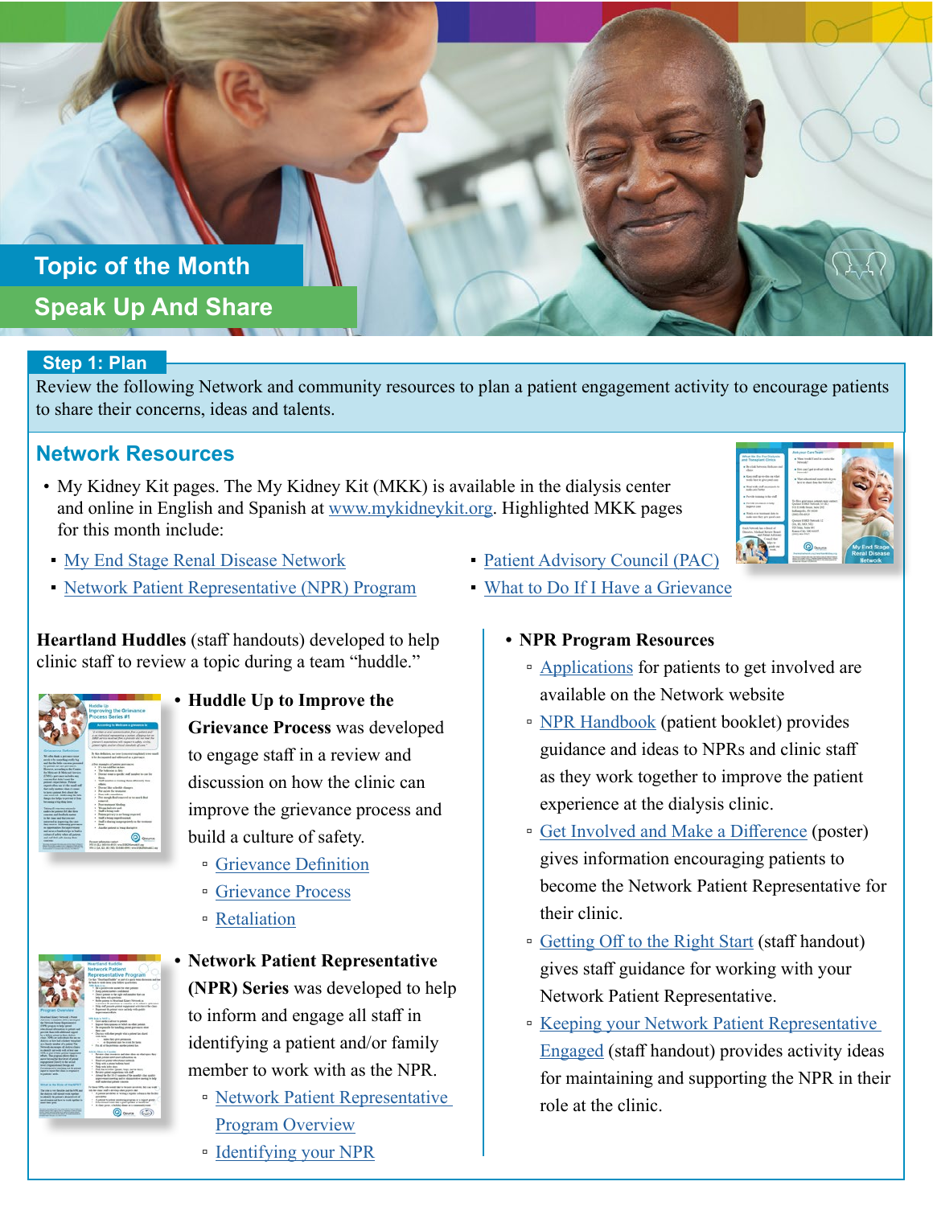# Topic of the Month

## Speak Up And Share

### Step 1: Plan

Review the following Network and community resources to plan a patient engagement activity to encourage patients to share their concerns, ideas and talents.

### Network Resources

- My Kidney Kit pages. The My Kidney Kit (MKK) is available in the dialysis center and online in English and Spanish at www.mykidneykit.org. Highlighted MKK pages for this month include:
  - My End Stage Renal Disease Network
  - Network Patient Representative (NPR) Program
  - Patient Advisory Council (PAC)
  - What to Do If I Have a Grievance

**Heartland Huddles** (staff handouts) developed to help clinic staff to review a topic during a team "huddle."

- **Huddle Up to Improve the Grievance Process** was developed to engage staff in a review and discussion on how the clinic can improve the grievance process and build a culture of safety.
  - Grievance Definition
  - Grievance Process
  - Retaliation
- **Network Patient Representative (NPR) Series** was developed to help to inform and engage all staff in identifying a patient and/or family member to work with as the NPR.
  - Network Patient Representative Program Overview
  - Identifying your NPR

- **NPR Program Resources**
  - Applications for patients to get involved are available on the Network website
  - NPR Handbook (patient booklet) provides guidance and ideas to NPRs and clinic staff as they work together to improve the patient experience at the dialysis clinic.
  - Get Involved and Make a Difference (poster) gives information encouraging patients to become the Network Patient Representative for their clinic.
  - Getting Off to the Right Start (staff handout) gives staff guidance for working with your Network Patient Representative.
  - Keeping your Network Patient Representative Engaged (staff handout) provides activity ideas for maintaining and supporting the NPR in their role at the clinic.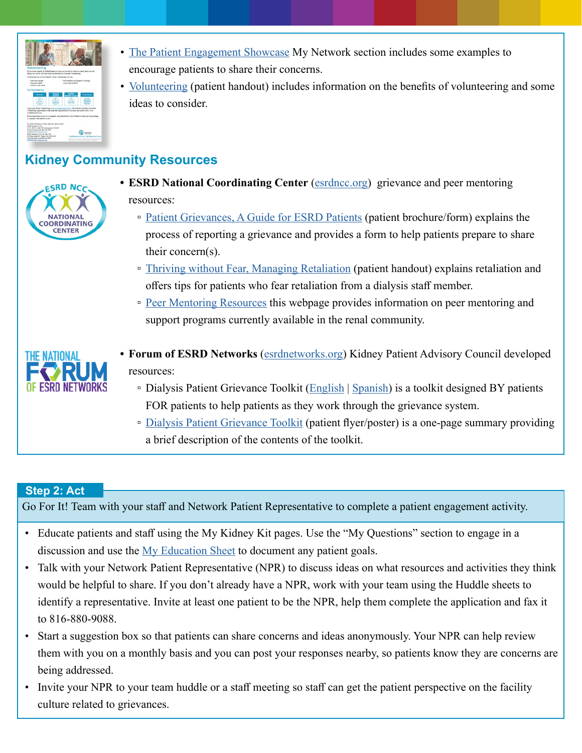- The Patient Engagement Showcase My Network section includes some examples to encourage patients to share their concerns.
- Volunteering (patient handout) includes information on the benefits of volunteering and some ideas to consider.

## Kidney Community Resources

- **ESRD National Coordinating Center** (esrdncc.org) grievance and peer mentoring resources:
  - Patient Grievances, A Guide for ESRD Patients (patient brochure/form) explains the process of reporting a grievance and provides a form to help patients prepare to share their concern(s).
  - Thriving without Fear, Managing Retaliation (patient handout) explains retaliation and offers tips for patients who fear retaliation from a dialysis staff member.
  - Peer Mentoring Resources this webpage provides information on peer mentoring and support programs currently available in the renal community.

- **Forum of ESRD Networks** (esrdnetworks.org) Kidney Patient Advisory Council developed resources:
  - Dialysis Patient Grievance Toolkit (English | Spanish) is a toolkit designed BY patients FOR patients to help patients as they work through the grievance system.
  - Dialysis Patient Grievance Toolkit (patient flyer/poster) is a one-page summary providing a brief description of the contents of the toolkit.

## Step 2: Act

Go For It! Team with your staff and Network Patient Representative to complete a patient engagement activity.

- Educate patients and staff using the My Kidney Kit pages. Use the "My Questions" section to engage in a discussion and use the My Education Sheet to document any patient goals.
- Talk with your Network Patient Representative (NPR) to discuss ideas on what resources and activities they think would be helpful to share. If you don't already have a NPR, work with your team using the Huddle sheets to identify a representative. Invite at least one patient to be the NPR, help them complete the application and fax it to 816-880-9088.
- Start a suggestion box so that patients can share concerns and ideas anonymously. Your NPR can help review them with you on a monthly basis and you can post your responses nearby, so patients know they are concerns are being addressed.
- Invite your NPR to your team huddle or a staff meeting so staff can get the patient perspective on the facility culture related to grievances.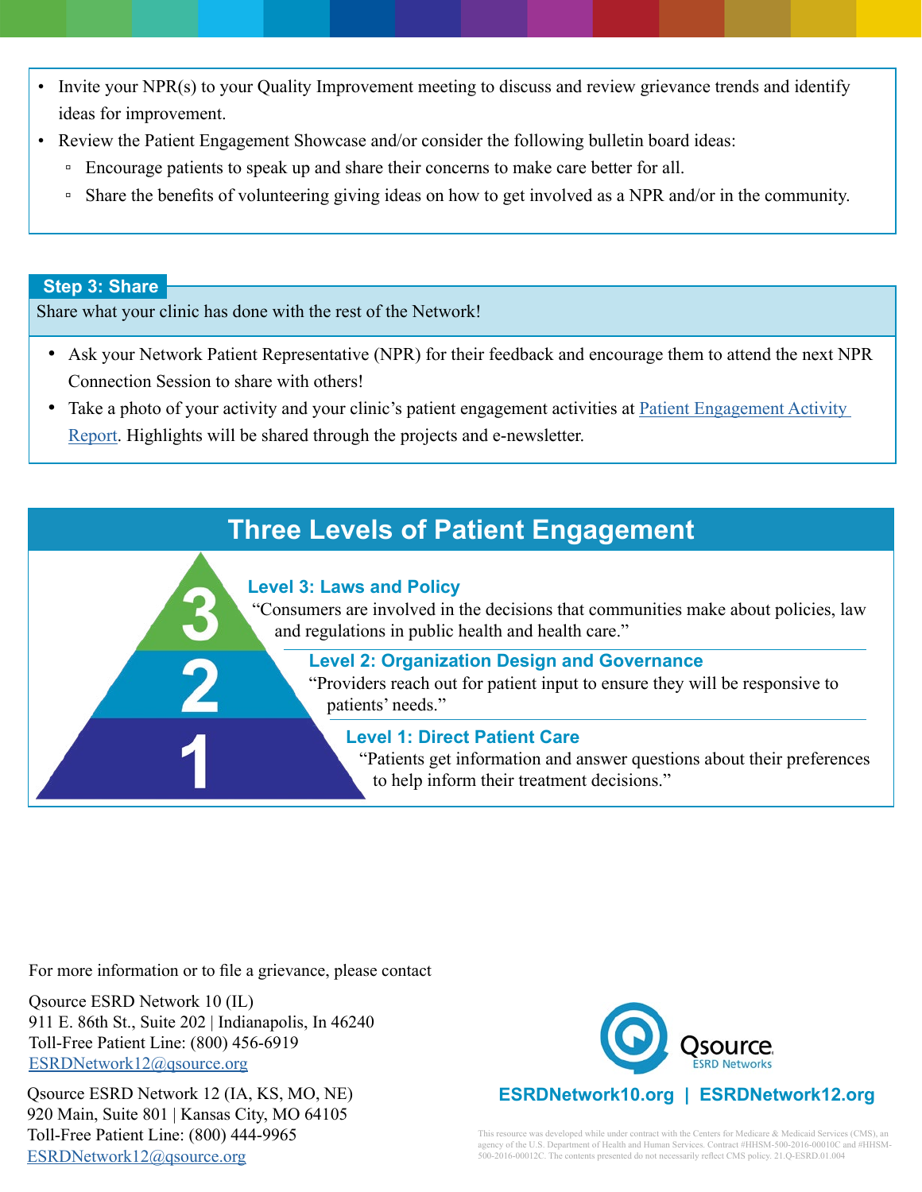- Invite your NPR(s) to your Quality Improvement meeting to discuss and review grievance trends and identify ideas for improvement.
- Review the Patient Engagement Showcase and/or consider the following bulletin board ideas:
  - Encourage patients to speak up and share their concerns to make care better for all.
  - Share the benefits of volunteering giving ideas on how to get involved as a NPR and/or in the community.

## Step 3: Share

Share what your clinic has done with the rest of the Network!

- Ask your Network Patient Representative (NPR) for their feedback and encourage them to attend the next NPR Connection Session to share with others!
- Take a photo of your activity and your clinic's patient engagement activities at Patient Engagement Activity Report. Highlights will be shared through the projects and e-newsletter.

## Three Levels of Patient Engagement

3
2
1

**Level 3: Laws and Policy**

"Consumers are involved in the decisions that communities make about policies, law and regulations in public health and health care."

**Level 2: Organization Design and Governance**

"Providers reach out for patient input to ensure they will be responsive to patients' needs."

**Level 1: Direct Patient Care**

"Patients get information and answer questions about their preferences to help inform their treatment decisions."

For more information or to file a grievance, please contact

Qsource ESRD Network 10 (IL)
911 E. 86th St., Suite 202 | Indianapolis, In 46240
Toll-Free Patient Line: (800) 456-6919
ESRDNetwork12@qsource.org

Qsource ESRD Network 12 (IA, KS, MO, NE)
920 Main, Suite 801 | Kansas City, MO 64105
Toll-Free Patient Line: (800) 444-9965
ESRDNetwork12@qsource.org

Qsource ESRD Networks

**ESRDNetwork10.org | ESRDNetwork12.org**

This resource was developed while under contract with the Centers for Medicare & Medicaid Services (CMS), an agency of the U.S. Department of Health and Human Services. Contract #HHSM-500-2016-00010C and #HHSM-500-2016-00012C. The contents presented do not necessarily reflect CMS policy. 21.Q-ESRD.01.004